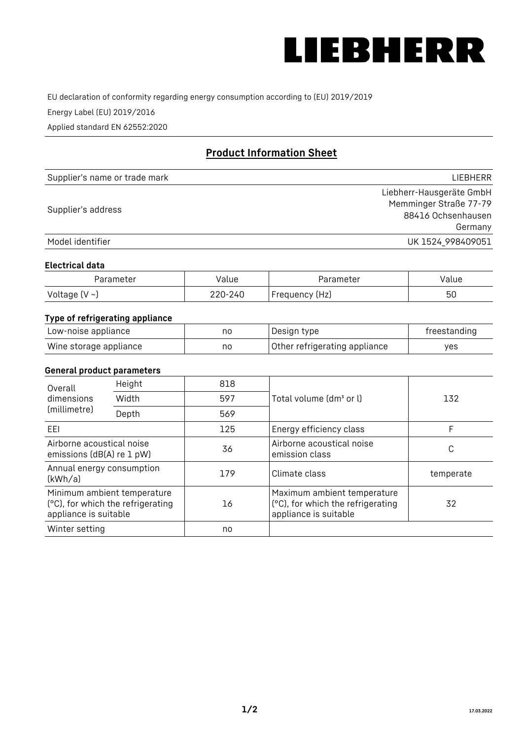# LIEBHERR

EU declaration of conformity regarding energy consumption according to (EU) 2019/2019

Energy Label (EU) 2019/2016

Applied standard EN 62552:2020

## Product Information Sheet

| | |
|---|---|
| Supplier's name or trade mark | LIEBHERR |
| Supplier's address | Liebherr-Hausgeräte GmbH<br>Memminger Straße 77-79<br>88416 Ochsenhausen<br>Germany |
| Model identifier | UK 1524_998409051 |

### Electrical data

| Parameter | Value | Parameter | Value |
|---|---|---|---|
| Voltage (V ~) | 220-240 | Frequency (Hz) | 50 |

### Type of refrigerating appliance

| | | | |
|---|---|---|---|
| Low-noise appliance | no | Design type | freestanding |
| Wine storage appliance | no | Other refrigerating appliance | yes |

### General product parameters

| | | | | |
|---|---|---|---|---|
| Overall dimensions (millimetre) | Height | 818 | Total volume (dm³ or l) | 132 |
| | Width | 597 | | |
| | Depth | 569 | | |
| EEI | | 125 | Energy efficiency class | F |
| Airborne acoustical noise emissions (dB(A) re 1 pW) | | 36 | Airborne acoustical noise emission class | C |
| Annual energy consumption (kWh/a) | | 179 | Climate class | temperate |
| Minimum ambient temperature (°C), for which the refrigerating appliance is suitable | | 16 | Maximum ambient temperature (°C), for which the refrigerating appliance is suitable | 32 |
| Winter setting | | no | | |

17.03.2022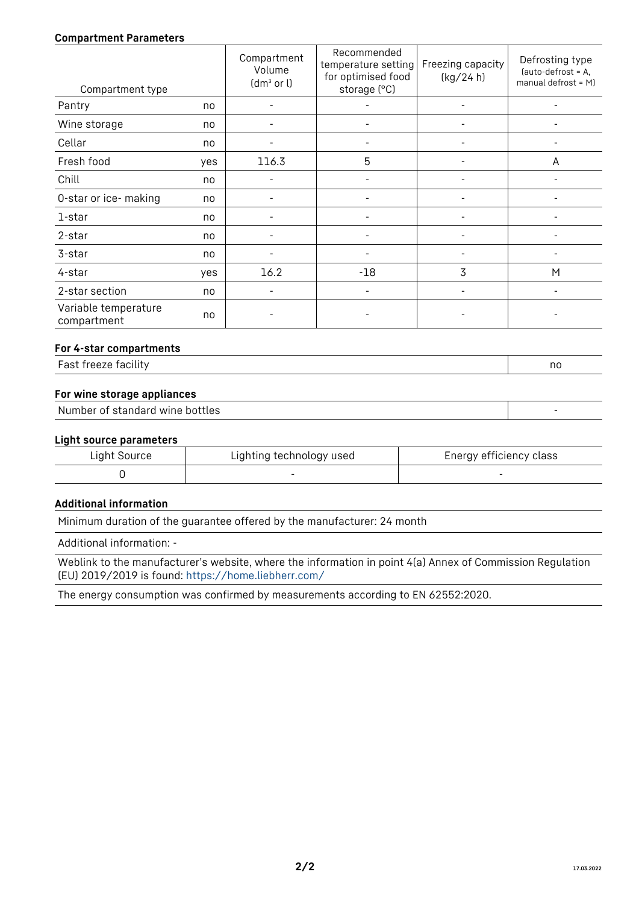**Compartment Parameters**

| Compartment type | | Compartment Volume (dm³ or l) | Recommended temperature setting for optimised food storage (°C) | Freezing capacity (kg/24 h) | Defrosting type (auto-defrost = A, manual defrost = M) |
|---|---|---|---|---|---|
| Pantry | no | - | - | - | - |
| Wine storage | no | - | - | - | - |
| Cellar | no | - | - | - | - |
| Fresh food | yes | 116.3 | 5 | - | A |
| Chill | no | - | - | - | - |
| 0-star or ice- making | no | - | - | - | - |
| 1-star | no | - | - | - | - |
| 2-star | no | - | - | - | - |
| 3-star | no | - | - | - | - |
| 4-star | yes | 16.2 | -18 | 3 | M |
| 2-star section | no | - | - | - | - |
| Variable temperature compartment | no | - | - | - | - |

**For 4-star compartments**

| | |
|---|---|
| Fast freeze facility | no |

**For wine storage appliances**

| | |
|---|---|
| Number of standard wine bottles | - |

**Light source parameters**

| Light Source | Lighting technology used | Energy efficiency class |
|---|---|---|
| 0 | - | - |

**Additional information**

Minimum duration of the guarantee offered by the manufacturer: 24 month

Additional information: -

Weblink to the manufacturer's website, where the information in point 4(a) Annex of Commission Regulation (EU) 2019/2019 is found: https://home.liebherr.com/

The energy consumption was confirmed by measurements according to EN 62552:2020.

17.03.2022